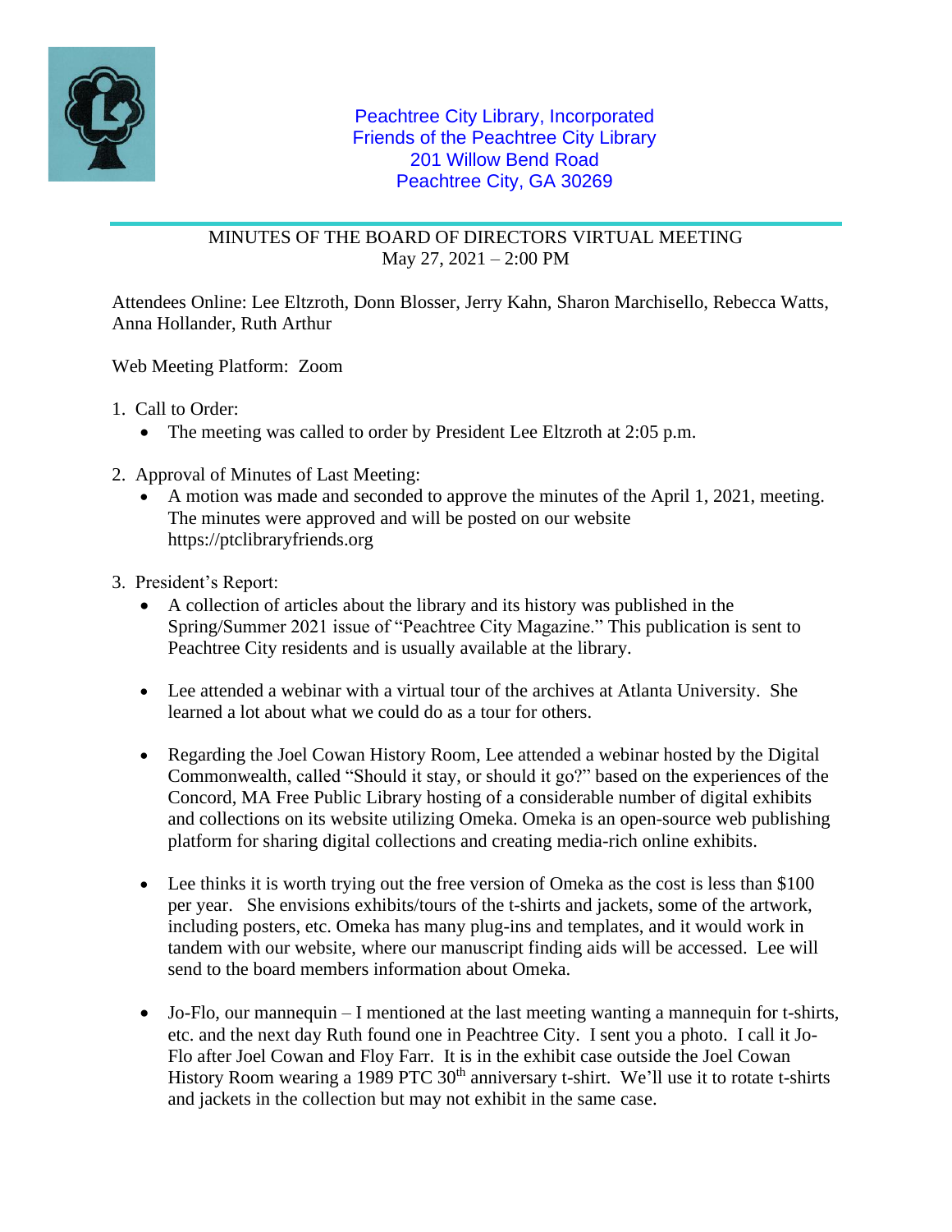Peachtree City Library, Incorporated
Friends of the Peachtree City Library
201 Willow Bend Road
Peachtree City, GA 30269

MINUTES OF THE BOARD OF DIRECTORS VIRTUAL MEETING
May 27, 2021 – 2:00 PM

Attendees Online: Lee Eltzroth, Donn Blosser, Jerry Kahn, Sharon Marchisello, Rebecca Watts, Anna Hollander, Ruth Arthur

Web Meeting Platform: Zoom

1. Call to Order:
   - The meeting was called to order by President Lee Eltzroth at 2:05 p.m.

2. Approval of Minutes of Last Meeting:
   - A motion was made and seconded to approve the minutes of the April 1, 2021, meeting. The minutes were approved and will be posted on our website https://ptclibraryfriends.org

3. President's Report:
   - A collection of articles about the library and its history was published in the Spring/Summer 2021 issue of "Peachtree City Magazine." This publication is sent to Peachtree City residents and is usually available at the library.

   - Lee attended a webinar with a virtual tour of the archives at Atlanta University. She learned a lot about what we could do as a tour for others.

   - Regarding the Joel Cowan History Room, Lee attended a webinar hosted by the Digital Commonwealth, called "Should it stay, or should it go?" based on the experiences of the Concord, MA Free Public Library hosting of a considerable number of digital exhibits and collections on its website utilizing Omeka. Omeka is an open-source web publishing platform for sharing digital collections and creating media-rich online exhibits.

   - Lee thinks it is worth trying out the free version of Omeka as the cost is less than $100 per year. She envisions exhibits/tours of the t-shirts and jackets, some of the artwork, including posters, etc. Omeka has many plug-ins and templates, and it would work in tandem with our website, where our manuscript finding aids will be accessed. Lee will send to the board members information about Omeka.

   - Jo-Flo, our mannequin – I mentioned at the last meeting wanting a mannequin for t-shirts, etc. and the next day Ruth found one in Peachtree City. I sent you a photo. I call it Jo-Flo after Joel Cowan and Floy Farr. It is in the exhibit case outside the Joel Cowan History Room wearing a 1989 PTC 30th anniversary t-shirt. We'll use it to rotate t-shirts and jackets in the collection but may not exhibit in the same case.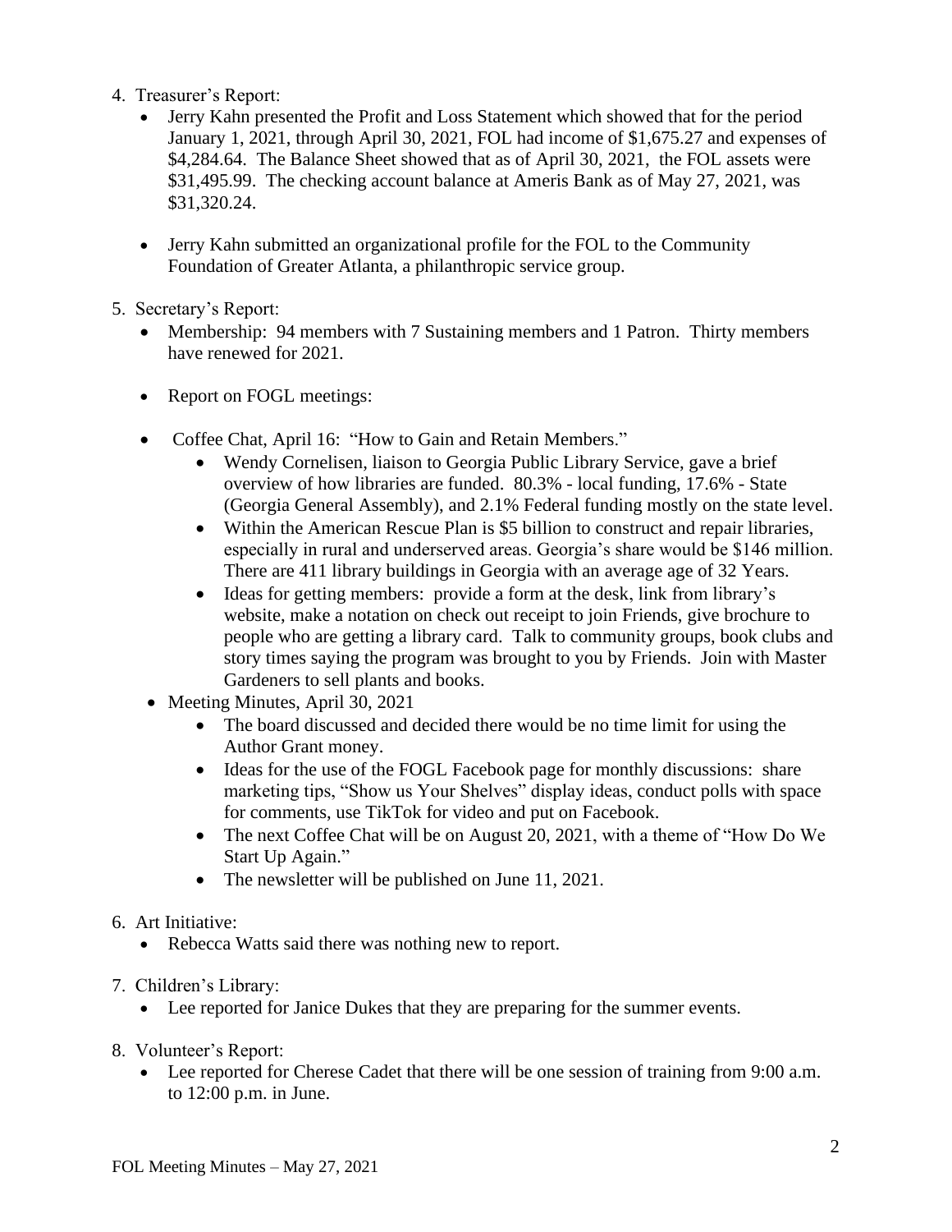4. Treasurer's Report:
   - Jerry Kahn presented the Profit and Loss Statement which showed that for the period January 1, 2021, through April 30, 2021, FOL had income of $1,675.27 and expenses of $4,284.64. The Balance Sheet showed that as of April 30, 2021, the FOL assets were $31,495.99. The checking account balance at Ameris Bank as of May 27, 2021, was $31,320.24.

   - Jerry Kahn submitted an organizational profile for the FOL to the Community Foundation of Greater Atlanta, a philanthropic service group.

5. Secretary's Report:
   - Membership: 94 members with 7 Sustaining members and 1 Patron. Thirty members have renewed for 2021.

   - Report on FOGL meetings:

   - Coffee Chat, April 16: "How to Gain and Retain Members."
     - Wendy Cornelisen, liaison to Georgia Public Library Service, gave a brief overview of how libraries are funded. 80.3% - local funding, 17.6% - State (Georgia General Assembly), and 2.1% Federal funding mostly on the state level.
     - Within the American Rescue Plan is $5 billion to construct and repair libraries, especially in rural and underserved areas. Georgia's share would be $146 million. There are 411 library buildings in Georgia with an average age of 32 Years.
     - Ideas for getting members: provide a form at the desk, link from library's website, make a notation on check out receipt to join Friends, give brochure to people who are getting a library card. Talk to community groups, book clubs and story times saying the program was brought to you by Friends. Join with Master Gardeners to sell plants and books.
   - Meeting Minutes, April 30, 2021
     - The board discussed and decided there would be no time limit for using the Author Grant money.
     - Ideas for the use of the FOGL Facebook page for monthly discussions: share marketing tips, "Show us Your Shelves" display ideas, conduct polls with space for comments, use TikTok for video and put on Facebook.
     - The next Coffee Chat will be on August 20, 2021, with a theme of "How Do We Start Up Again."
     - The newsletter will be published on June 11, 2021.

6. Art Initiative:
   - Rebecca Watts said there was nothing new to report.

7. Children's Library:
   - Lee reported for Janice Dukes that they are preparing for the summer events.

8. Volunteer's Report:
   - Lee reported for Cherese Cadet that there will be one session of training from 9:00 a.m. to 12:00 p.m. in June.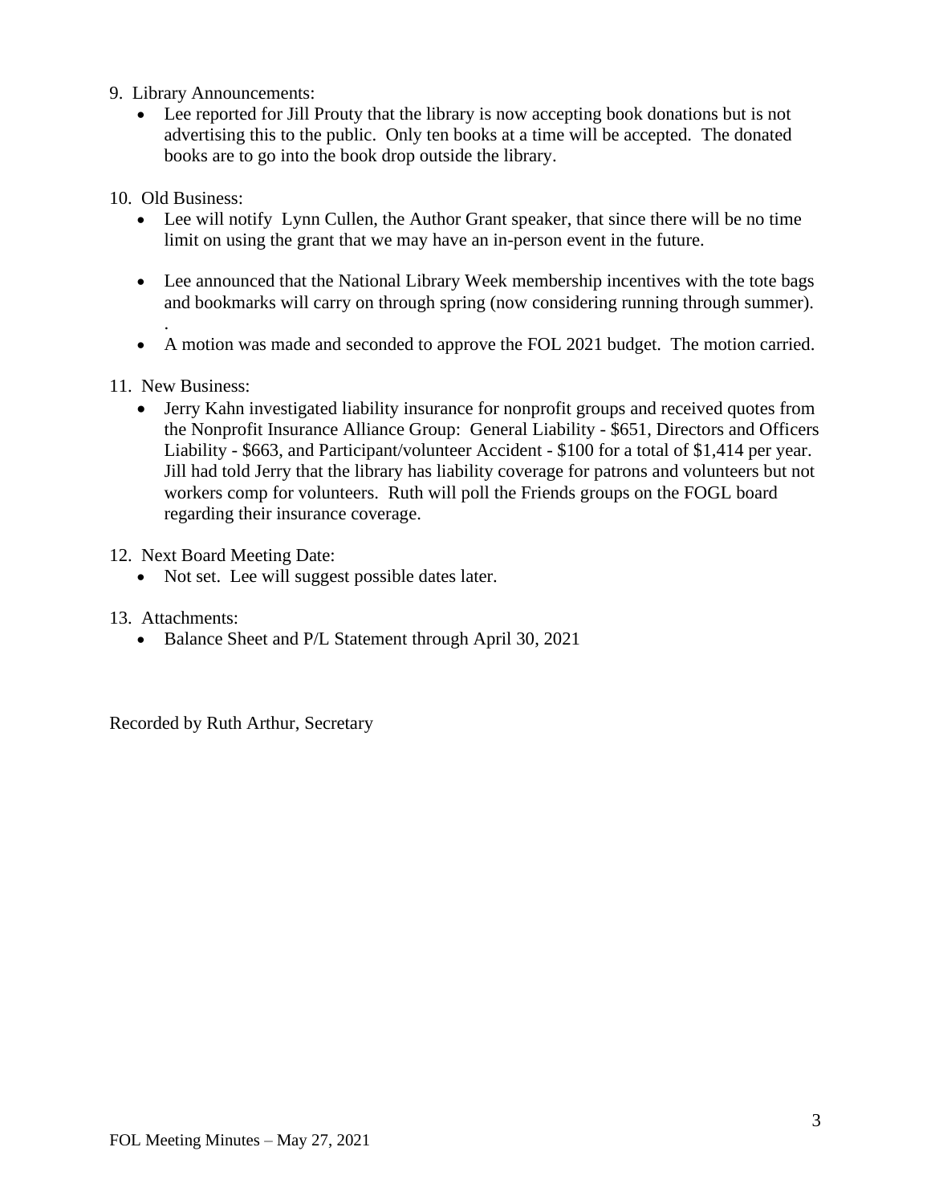9. Library Announcements:
   - Lee reported for Jill Prouty that the library is now accepting book donations but is not advertising this to the public. Only ten books at a time will be accepted. The donated books are to go into the book drop outside the library.

10. Old Business:
    - Lee will notify Lynn Cullen, the Author Grant speaker, that since there will be no time limit on using the grant that we may have an in-person event in the future.

    - Lee announced that the National Library Week membership incentives with the tote bags and bookmarks will carry on through spring (now considering running through summer).
      .
    - A motion was made and seconded to approve the FOL 2021 budget. The motion carried.

11. New Business:
    - Jerry Kahn investigated liability insurance for nonprofit groups and received quotes from the Nonprofit Insurance Alliance Group: General Liability - $651, Directors and Officers Liability - $663, and Participant/volunteer Accident - $100 for a total of $1,414 per year. Jill had told Jerry that the library has liability coverage for patrons and volunteers but not workers comp for volunteers. Ruth will poll the Friends groups on the FOGL board regarding their insurance coverage.

12. Next Board Meeting Date:
    - Not set. Lee will suggest possible dates later.

13. Attachments:
    - Balance Sheet and P/L Statement through April 30, 2021

Recorded by Ruth Arthur, Secretary